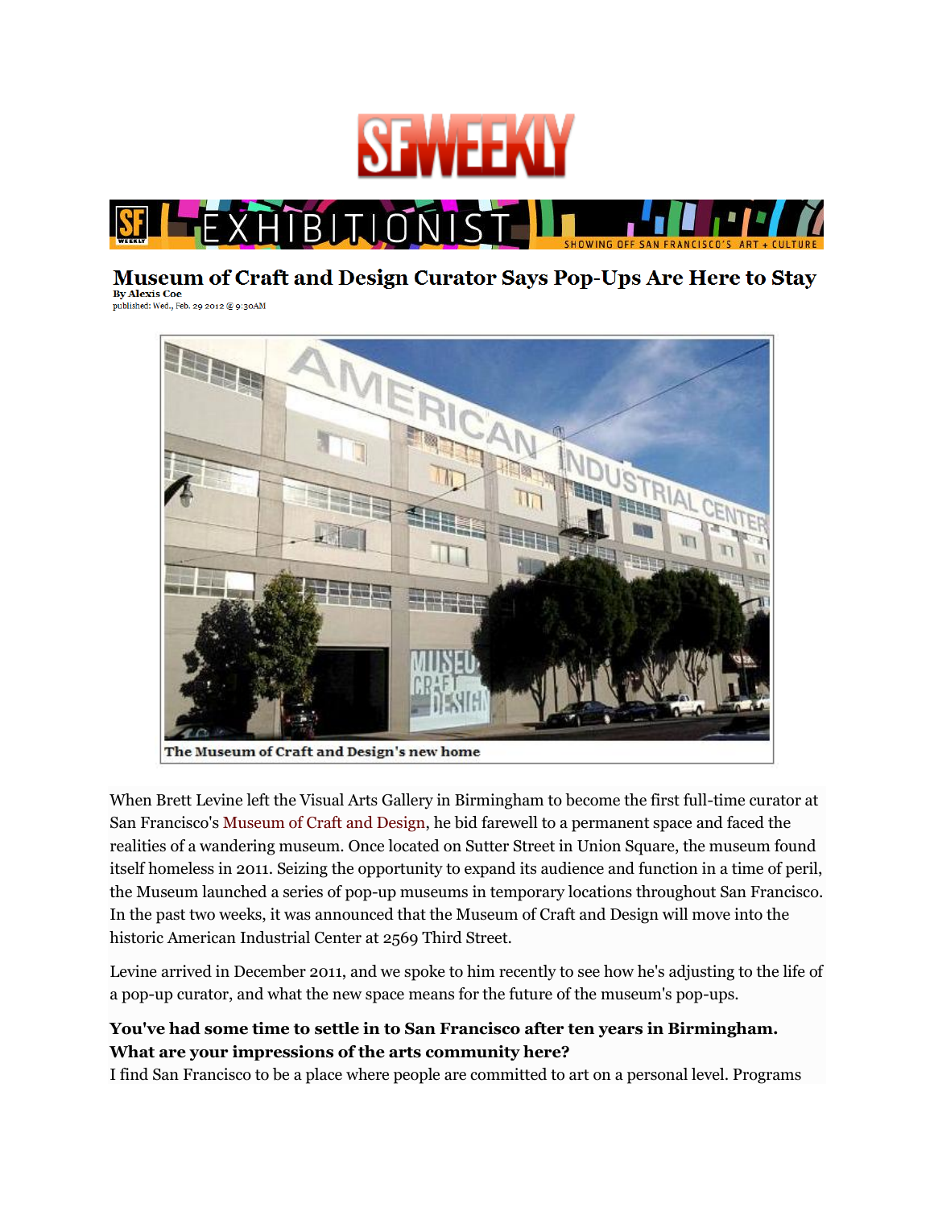SF WEEKLY

EXHIBITIONIST — SHOWING OFF SAN FRANCISCO'S ART + CULTURE

# Museum of Craft and Design Curator Says Pop-Ups Are Here to Stay

**By Alexis Coe**
published: Wed., Feb. 29 2012 @ 9:30AM

The Museum of Craft and Design's new home

When Brett Levine left the Visual Arts Gallery in Birmingham to become the first full-time curator at San Francisco's Museum of Craft and Design, he bid farewell to a permanent space and faced the realities of a wandering museum. Once located on Sutter Street in Union Square, the museum found itself homeless in 2011. Seizing the opportunity to expand its audience and function in a time of peril, the Museum launched a series of pop-up museums in temporary locations throughout San Francisco. In the past two weeks, it was announced that the Museum of Craft and Design will move into the historic American Industrial Center at 2569 Third Street.

Levine arrived in December 2011, and we spoke to him recently to see how he's adjusting to the life of a pop-up curator, and what the new space means for the future of the museum's pop-ups.

**You've had some time to settle in to San Francisco after ten years in Birmingham. What are your impressions of the arts community here?**

I find San Francisco to be a place where people are committed to art on a personal level. Programs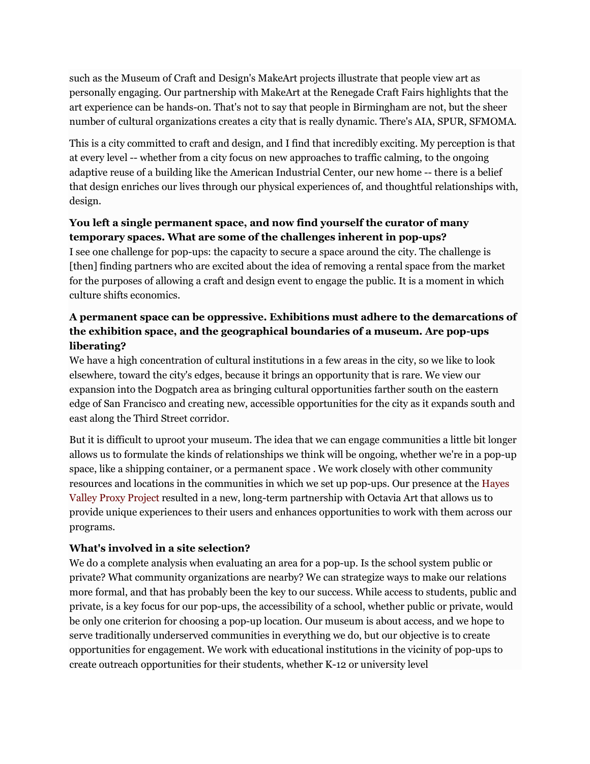such as the Museum of Craft and Design's MakeArt projects illustrate that people view art as personally engaging. Our partnership with MakeArt at the Renegade Craft Fairs highlights that the art experience can be hands-on. That's not to say that people in Birmingham are not, but the sheer number of cultural organizations creates a city that is really dynamic. There's AIA, SPUR, SFMOMA.

This is a city committed to craft and design, and I find that incredibly exciting. My perception is that at every level -- whether from a city focus on new approaches to traffic calming, to the ongoing adaptive reuse of a building like the American Industrial Center, our new home -- there is a belief that design enriches our lives through our physical experiences of, and thoughtful relationships with, design.

**You left a single permanent space, and now find yourself the curator of many temporary spaces. What are some of the challenges inherent in pop-ups?**

I see one challenge for pop-ups: the capacity to secure a space around the city. The challenge is [then] finding partners who are excited about the idea of removing a rental space from the market for the purposes of allowing a craft and design event to engage the public. It is a moment in which culture shifts economics.

**A permanent space can be oppressive. Exhibitions must adhere to the demarcations of the exhibition space, and the geographical boundaries of a museum. Are pop-ups liberating?**

We have a high concentration of cultural institutions in a few areas in the city, so we like to look elsewhere, toward the city's edges, because it brings an opportunity that is rare. We view our expansion into the Dogpatch area as bringing cultural opportunities farther south on the eastern edge of San Francisco and creating new, accessible opportunities for the city as it expands south and east along the Third Street corridor.

But it is difficult to uproot your museum. The idea that we can engage communities a little bit longer allows us to formulate the kinds of relationships we think will be ongoing, whether we're in a pop-up space, like a shipping container, or a permanent space . We work closely with other community resources and locations in the communities in which we set up pop-ups. Our presence at the Hayes Valley Proxy Project resulted in a new, long-term partnership with Octavia Art that allows us to provide unique experiences to their users and enhances opportunities to work with them across our programs.

**What's involved in a site selection?**

We do a complete analysis when evaluating an area for a pop-up. Is the school system public or private? What community organizations are nearby? We can strategize ways to make our relations more formal, and that has probably been the key to our success. While access to students, public and private, is a key focus for our pop-ups, the accessibility of a school, whether public or private, would be only one criterion for choosing a pop-up location. Our museum is about access, and we hope to serve traditionally underserved communities in everything we do, but our objective is to create opportunities for engagement. We work with educational institutions in the vicinity of pop-ups to create outreach opportunities for their students, whether K-12 or university level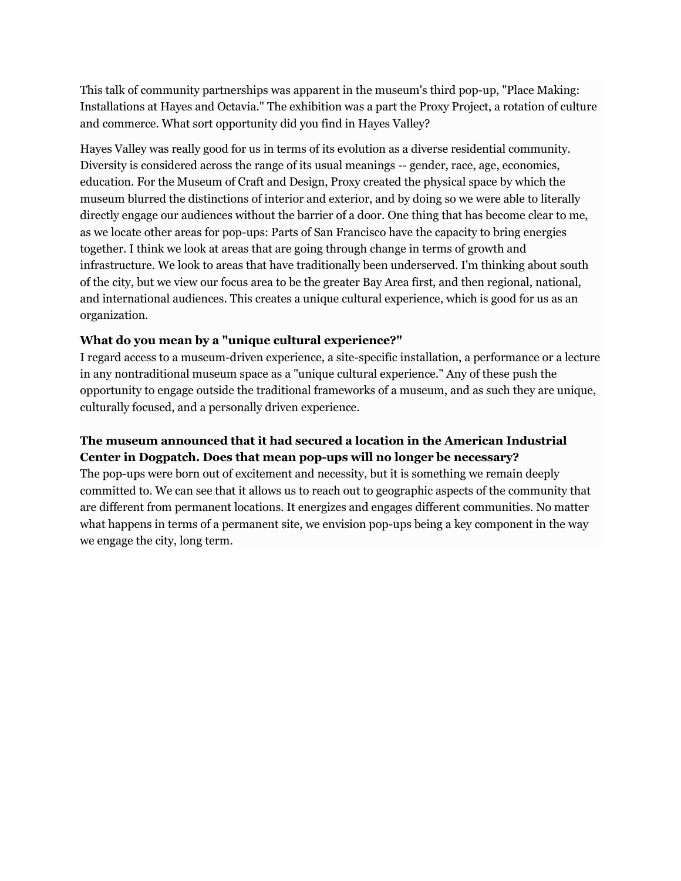This talk of community partnerships was apparent in the museum's third pop-up, "Place Making: Installations at Hayes and Octavia." The exhibition was a part the Proxy Project, a rotation of culture and commerce. What sort opportunity did you find in Hayes Valley?

Hayes Valley was really good for us in terms of its evolution as a diverse residential community. Diversity is considered across the range of its usual meanings -- gender, race, age, economics, education. For the Museum of Craft and Design, Proxy created the physical space by which the museum blurred the distinctions of interior and exterior, and by doing so we were able to literally directly engage our audiences without the barrier of a door. One thing that has become clear to me, as we locate other areas for pop-ups: Parts of San Francisco have the capacity to bring energies together. I think we look at areas that are going through change in terms of growth and infrastructure. We look to areas that have traditionally been underserved. I'm thinking about south of the city, but we view our focus area to be the greater Bay Area first, and then regional, national, and international audiences. This creates a unique cultural experience, which is good for us as an organization.

**What do you mean by a "unique cultural experience?"**
I regard access to a museum-driven experience, a site-specific installation, a performance or a lecture in any nontraditional museum space as a "unique cultural experience." Any of these push the opportunity to engage outside the traditional frameworks of a museum, and as such they are unique, culturally focused, and a personally driven experience.

**The museum announced that it had secured a location in the American Industrial Center in Dogpatch. Does that mean pop-ups will no longer be necessary?**
The pop-ups were born out of excitement and necessity, but it is something we remain deeply committed to. We can see that it allows us to reach out to geographic aspects of the community that are different from permanent locations. It energizes and engages different communities. No matter what happens in terms of a permanent site, we envision pop-ups being a key component in the way we engage the city, long term.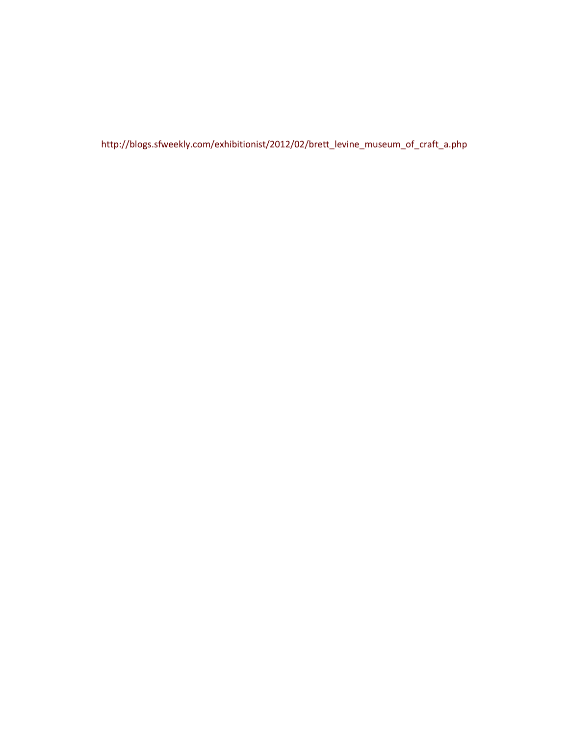http://blogs.sfweekly.com/exhibitionist/2012/02/brett_levine_museum_of_craft_a.php